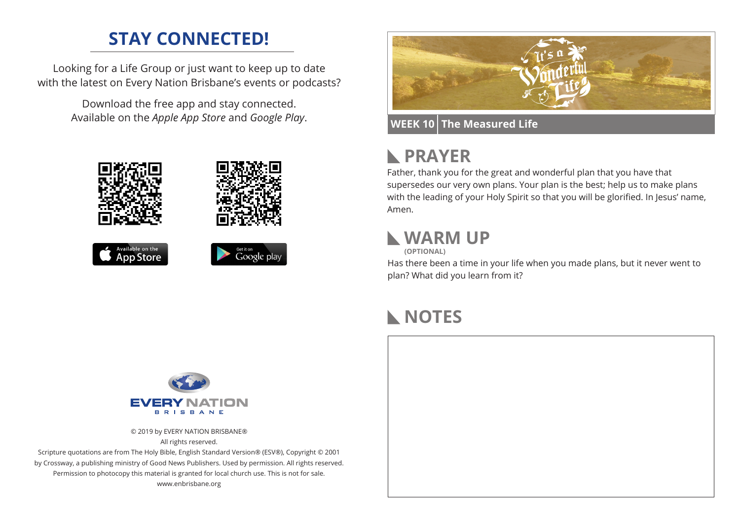# STAY CONNECTED!

Looking for a Life Group or just want to keep up to date with the latest on Every Nation Brisbane's events or podcasts?

Download the free app and stay connected. Available on the *Apple App Store* and *Google Play*.

Available on the App Store

Get it on Google play

EVERY NATION BRISBANE

© 2019 by EVERY NATION BRISBANE®
All rights reserved.
Scripture quotations are from The Holy Bible, English Standard Version® (ESV®), Copyright © 2001 by Crossway, a publishing ministry of Good News Publishers. Used by permission. All rights reserved.
Permission to photocopy this material is granted for local church use. This is not for sale.
www.enbrisbane.org

It's a Wonderful Life

**WEEK 10** | **The Measured Life**

## PRAYER

Father, thank you for the great and wonderful plan that you have that supersedes our very own plans. Your plan is the best; help us to make plans with the leading of your Holy Spirit so that you will be glorified. In Jesus' name, Amen.

## WARM UP

**(OPTIONAL)**

Has there been a time in your life when you made plans, but it never went to plan? What did you learn from it?

## NOTES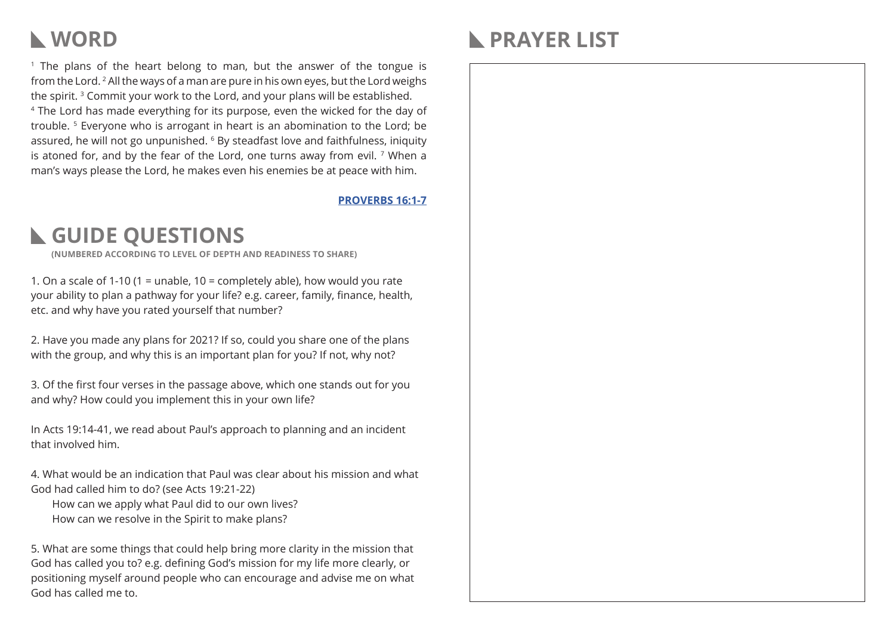## WORD

[1] The plans of the heart belong to man, but the answer of the tongue is from the Lord. [2] All the ways of a man are pure in his own eyes, but the Lord weighs the spirit. [3] Commit your work to the Lord, and your plans will be established. [4] The Lord has made everything for its purpose, even the wicked for the day of trouble. [5] Everyone who is arrogant in heart is an abomination to the Lord; be assured, he will not go unpunished. [6] By steadfast love and faithfulness, iniquity is atoned for, and by the fear of the Lord, one turns away from evil. [7] When a man's ways please the Lord, he makes even his enemies be at peace with him.

**PROVERBS 16:1-7**

## GUIDE QUESTIONS

**(NUMBERED ACCORDING TO LEVEL OF DEPTH AND READINESS TO SHARE)**

1. On a scale of 1-10 (1 = unable, 10 = completely able), how would you rate your ability to plan a pathway for your life? e.g. career, family, finance, health, etc. and why have you rated yourself that number?

2. Have you made any plans for 2021? If so, could you share one of the plans with the group, and why this is an important plan for you? If not, why not?

3. Of the first four verses in the passage above, which one stands out for you and why? How could you implement this in your own life?

In Acts 19:14-41, we read about Paul's approach to planning and an incident that involved him.

4. What would be an indication that Paul was clear about his mission and what God had called him to do? (see Acts 19:21-22)
   How can we apply what Paul did to our own lives?
   How can we resolve in the Spirit to make plans?

5. What are some things that could help bring more clarity in the mission that God has called you to? e.g. defining God's mission for my life more clearly, or positioning myself around people who can encourage and advise me on what God has called me to.

## PRAYER LIST